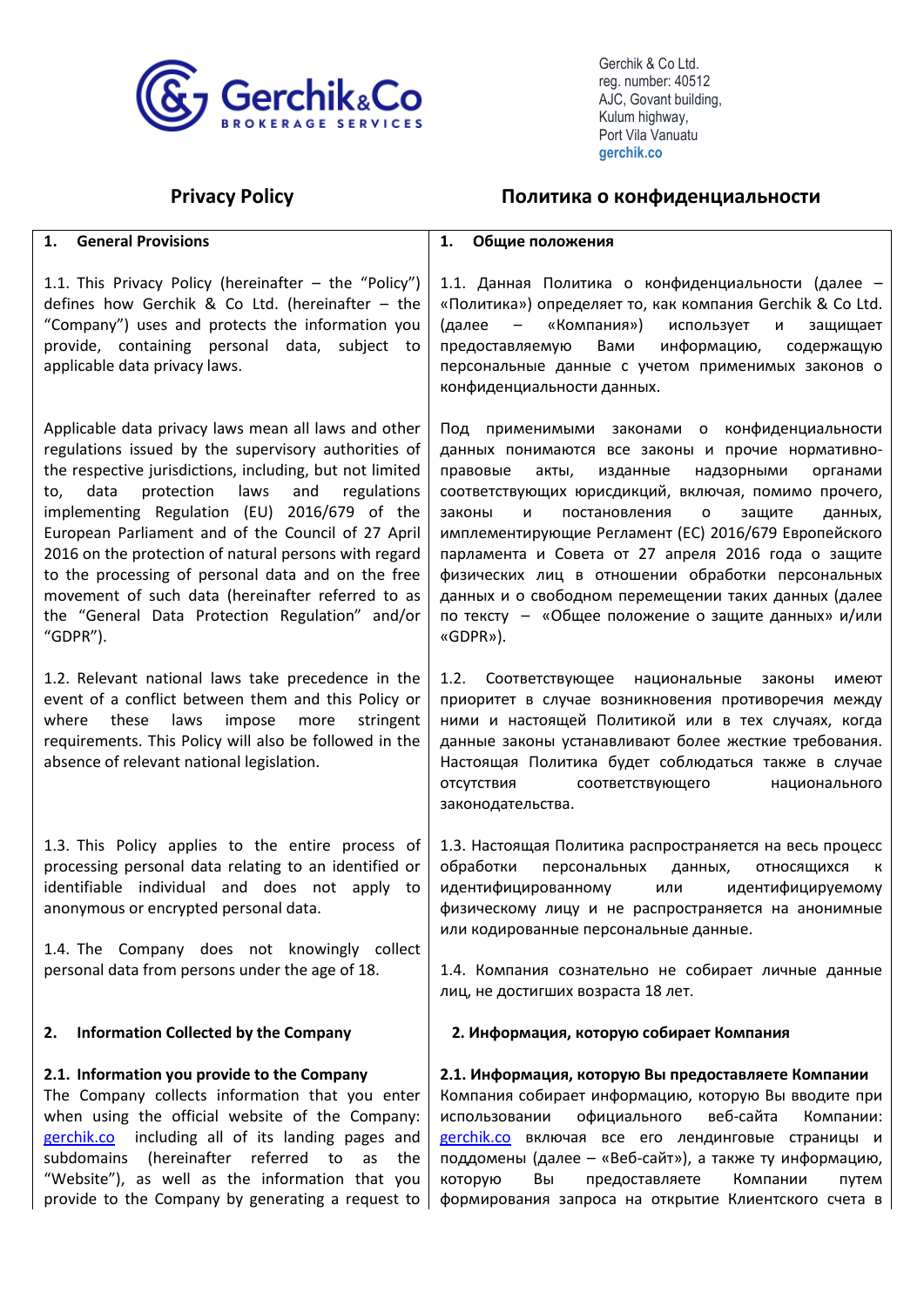Gerchik & Co Ltd.
reg. number: 40512
AJC, Govant building,
Kulum highway,
Port Vila Vanuatu
gerchik.co

| **Privacy Policy** | **Политика о конфиденциальности** |
| --- | --- |
| **1. General Provisions** | **1. Общие положения** |
| 1.1. This Privacy Policy (hereinafter – the "Policy") defines how Gerchik & Co Ltd. (hereinafter – the "Company") uses and protects the information you provide, containing personal data, subject to applicable data privacy laws. | 1.1. Данная Политика о конфиденциальности (далее – «Политика») определяет то, как компания Gerchik & Co Ltd. (далее – «Компания») использует и защищает предоставляемую Вами информацию, содержащую персональные данные с учетом применимых законов о конфиденциальности данных. |
| Applicable data privacy laws mean all laws and other regulations issued by the supervisory authorities of the respective jurisdictions, including, but not limited to, data protection laws and regulations implementing Regulation (EU) 2016/679 of the European Parliament and of the Council of 27 April 2016 on the protection of natural persons with regard to the processing of personal data and on the free movement of such data (hereinafter referred to as the "General Data Protection Regulation" and/or "GDPR"). | Под применимыми законами о конфиденциальности данных понимаются все законы и прочие нормативно-правовые акты, изданные надзорными органами соответствующих юрисдикций, включая, помимо прочего, законы и постановления о защите данных, имплементирующие Регламент (ЕС) 2016/679 Европейского парламента и Совета от 27 апреля 2016 года о защите физических лиц в отношении обработки персональных данных и о свободном перемещении таких данных (далее по тексту – «Общее положение о защите данных» и/или «GDPR»). |
| 1.2. Relevant national laws take precedence in the event of a conflict between them and this Policy or where these laws impose more stringent requirements. This Policy will also be followed in the absence of relevant national legislation. | 1.2. Соответствующее национальные законы имеют приоритет в случае возникновения противоречия между ними и настоящей Политикой или в тех случаях, когда данные законы устанавливают более жесткие требования. Настоящая Политика будет соблюдаться также в случае отсутствия соответствующего национального законодательства. |
| 1.3. This Policy applies to the entire process of processing personal data relating to an identified or identifiable individual and does not apply to anonymous or encrypted personal data. | 1.3. Настоящая Политика распространяется на весь процесс обработки персональных данных, относящихся к идентифицированному или идентифицируемому физическому лицу и не распространяется на анонимные или кодированные персональные данные. |
| 1.4. The Company does not knowingly collect personal data from persons under the age of 18. | 1.4. Компания сознательно не собирает личные данные лиц, не достигших возраста 18 лет. |
| **2. Information Collected by the Company** | **2. Информация, которую собирает Компания** |
| **2.1. Information you provide to the Company** The Company collects information that you enter when using the official website of the Company: gerchik.co including all of its landing pages and subdomains (hereinafter referred to as the "Website"), as well as the information that you provide to the Company by generating a request to | **2.1. Информация, которую Вы предоставляете Компании** Компания собирает информацию, которую Вы вводите при использовании официального веб-сайта Компании: gerchik.co включая все его лендинговые страницы и поддомены (далее – «Веб-сайт»), а также ту информацию, которую Вы предоставляете Компании путем формирования запроса на открытие Клиентского счета в |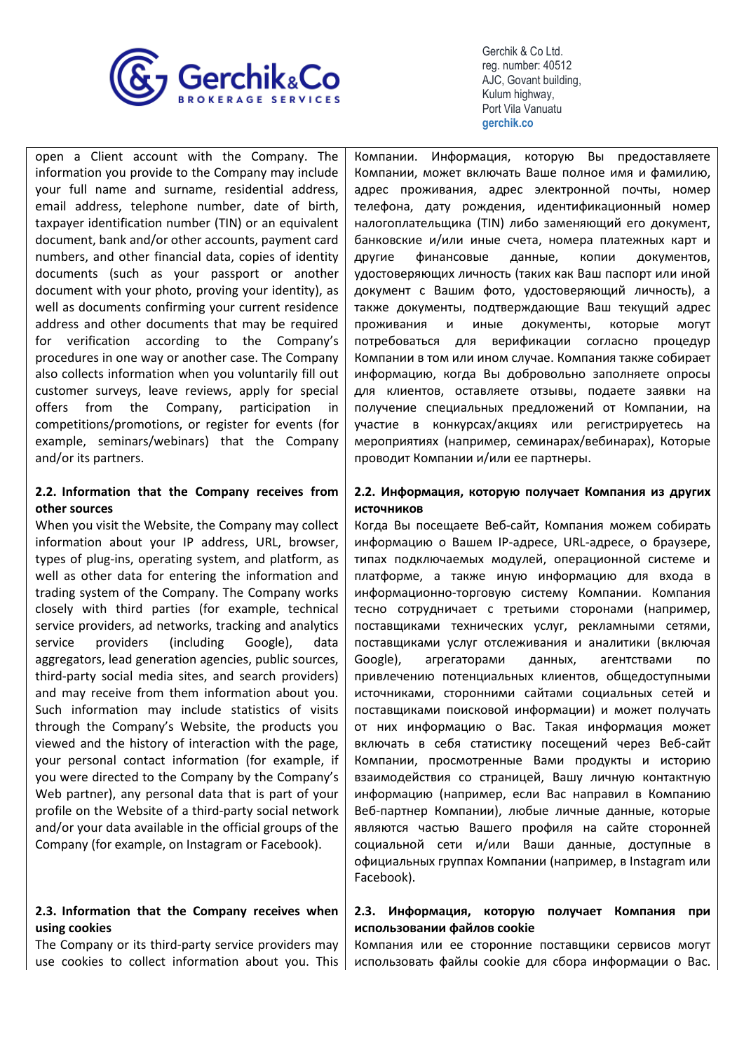open a Client account with the Company. The information you provide to the Company may include your full name and surname, residential address, email address, telephone number, date of birth, taxpayer identification number (TIN) or an equivalent document, bank and/or other accounts, payment card numbers, and other financial data, copies of identity documents (such as your passport or another document with your photo, proving your identity), as well as documents confirming your current residence address and other documents that may be required for verification according to the Company's procedures in one way or another case. The Company also collects information when you voluntarily fill out customer surveys, leave reviews, apply for special offers from the Company, participation in competitions/promotions, or register for events (for example, seminars/webinars) that the Company and/or its partners.

Компании. Информация, которую Вы предоставляете Компании, может включать Ваше полное имя и фамилию, адрес проживания, адрес электронной почты, номер телефона, дату рождения, идентификационный номер налогоплательщика (TIN) либо заменяющий его документ, банковские и/или иные счета, номера платежных карт и другие финансовые данные, копии документов, удостоверяющих личность (таких как Ваш паспорт или иной документ с Вашим фото, удостоверяющий личность), а также документы, подтверждающие Ваш текущий адрес проживания и иные документы, которые могут потребоваться для верификации согласно процедур Компании в том или ином случае. Компания также собирает информацию, когда Вы добровольно заполняете опросы для клиентов, оставляете отзывы, подаете заявки на получение специальных предложений от Компании, на участие в конкурсах/акциях или регистрируетесь на мероприятиях (например, семинарах/вебинарах), Которые проводит Компании и/или ее партнеры.

**2.2. Information that the Company receives from other sources**

When you visit the Website, the Company may collect information about your IP address, URL, browser, types of plug-ins, operating system, and platform, as well as other data for entering the information and trading system of the Company. The Company works closely with third parties (for example, technical service providers, ad networks, tracking and analytics service providers (including Google), data aggregators, lead generation agencies, public sources, third-party social media sites, and search providers) and may receive from them information about you. Such information may include statistics of visits through the Company's Website, the products you viewed and the history of interaction with the page, your personal contact information (for example, if you were directed to the Company by the Company's Web partner), any personal data that is part of your profile on the Website of a third-party social network and/or your data available in the official groups of the Company (for example, on Instagram or Facebook).

**2.2. Информация, которую получает Компания из других источников**

Когда Вы посещаете Веб-сайт, Компания можем собирать информацию о Вашем IP-адресе, URL-адресе, о браузере, типах подключаемых модулей, операционной системе и платформе, а также иную информацию для входа в информационно-торговую систему Компании. Компания тесно сотрудничает с третьими сторонами (например, поставщиками технических услуг, рекламными сетями, поставщиками услуг отслеживания и аналитики (включая Google), агрегаторами данных, агентствами по привлечению потенциальных клиентов, общедоступными источниками, сторонними сайтами социальных сетей и поставщиками поисковой информации) и может получать от них информацию о Вас. Такая информация может включать в себя статистику посещений через Веб-сайт Компании, просмотренные Вами продукты и историю взаимодействия со страницей, Вашу личную контактную информацию (например, если Вас направил в Компанию Веб-партнер Компании), любые личные данные, которые являются частью Вашего профиля на сайте сторонней социальной сети и/или Ваши данные, доступные в официальных группах Компании (например, в Instagram или Facebook).

**2.3. Information that the Company receives when using cookies**

The Company or its third-party service providers may use cookies to collect information about you. This

**2.3. Информация, которую получает Компания при использовании файлов cookie**

Компания или ее сторонние поставщики сервисов могут использовать файлы cookie для сбора информации о Вас.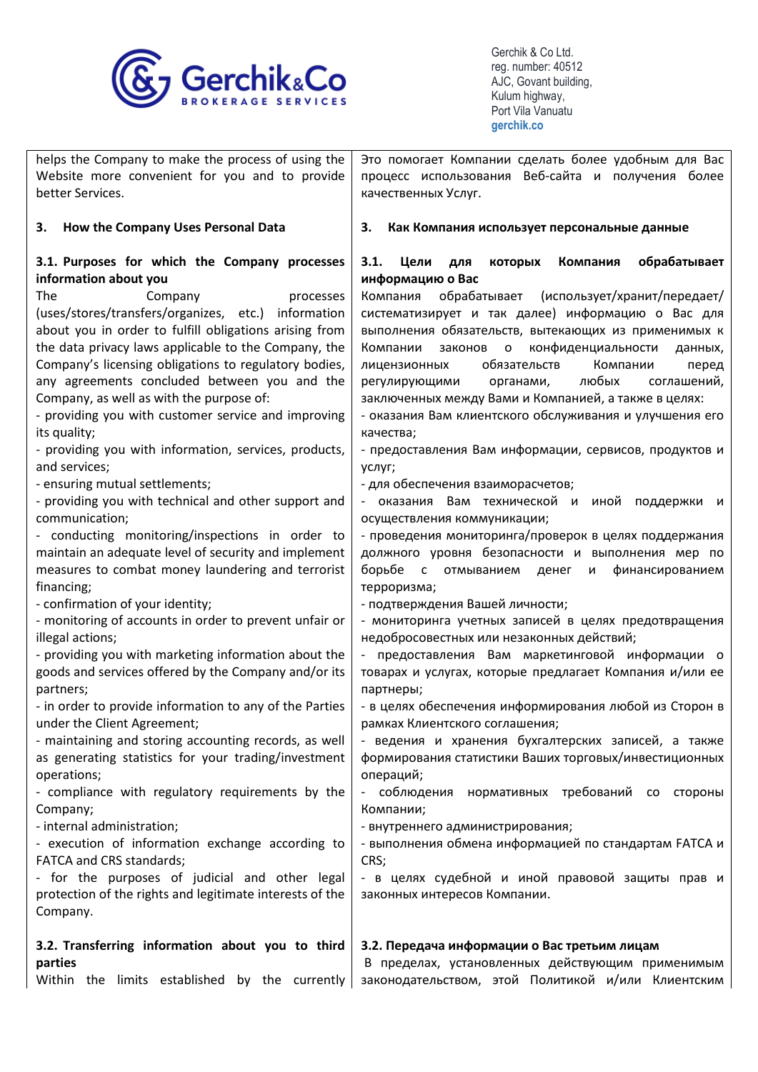helps the Company to make the process of using the Website more convenient for you and to provide better Services.

## 3. How the Company Uses Personal Data

**3.1. Purposes for which the Company processes information about you**

The Company processes (uses/stores/transfers/organizes, etc.) information about you in order to fulfill obligations arising from the data privacy laws applicable to the Company, the Company's licensing obligations to regulatory bodies, any agreements concluded between you and the Company, as well as with the purpose of:

- providing you with customer service and improving its quality;
- providing you with information, services, products, and services;
- ensuring mutual settlements;
- providing you with technical and other support and communication;
- conducting monitoring/inspections in order to maintain an adequate level of security and implement measures to combat money laundering and terrorist financing;
- confirmation of your identity;
- monitoring of accounts in order to prevent unfair or illegal actions;
- providing you with marketing information about the goods and services offered by the Company and/or its partners;
- in order to provide information to any of the Parties under the Client Agreement;
- maintaining and storing accounting records, as well as generating statistics for your trading/investment operations;
- compliance with regulatory requirements by the Company;
- internal administration;
- execution of information exchange according to FATCA and CRS standards;
- for the purposes of judicial and other legal protection of the rights and legitimate interests of the Company.

**3.2. Transferring information about you to third parties**

Within the limits established by the currently

---

Это помогает Компании сделать более удобным для Вас процесс использования Веб-сайта и получения более качественных Услуг.

## 3. Как Компания использует персональные данные

**3.1. Цели для которых Компания обрабатывает информацию о Вас**

Компания обрабатывает (использует/хранит/передает/систематизирует и так далее) информацию о Вас для выполнения обязательств, вытекающих из применимых к Компании законов о конфиденциальности данных, лицензионных обязательств Компании перед регулирующими органами, любых соглашений, заключенных между Вами и Компанией, а также в целях:

- оказания Вам клиентского обслуживания и улучшения его качества;
- предоставления Вам информации, сервисов, продуктов и услуг;
- для обеспечения взаиморасчетов;
- оказания Вам технической и иной поддержки и осуществления коммуникации;
- проведения мониторинга/проверок в целях поддержания должного уровня безопасности и выполнения мер по борьбе с отмыванием денег и финансированием терроризма;
- подтверждения Вашей личности;
- мониторинга учетных записей в целях предотвращения недобросовестных или незаконных действий;
- предоставления Вам маркетинговой информации о товарах и услугах, которые предлагает Компания и/или ее партнеры;
- в целях обеспечения информирования любой из Сторон в рамках Клиентского соглашения;
- ведения и хранения бухгалтерских записей, а также формирования статистики Ваших торговых/инвестиционных операций;
- соблюдения нормативных требований со стороны Компании;
- внутреннего администрирования;
- выполнения обмена информацией по стандартам FATCA и CRS;
- в целях судебной и иной правовой защиты прав и законных интересов Компании.

**3.2. Передача информации о Вас третьим лицам**

В пределах, установленных действующим применимым законодательством, этой Политикой и/или Клиентским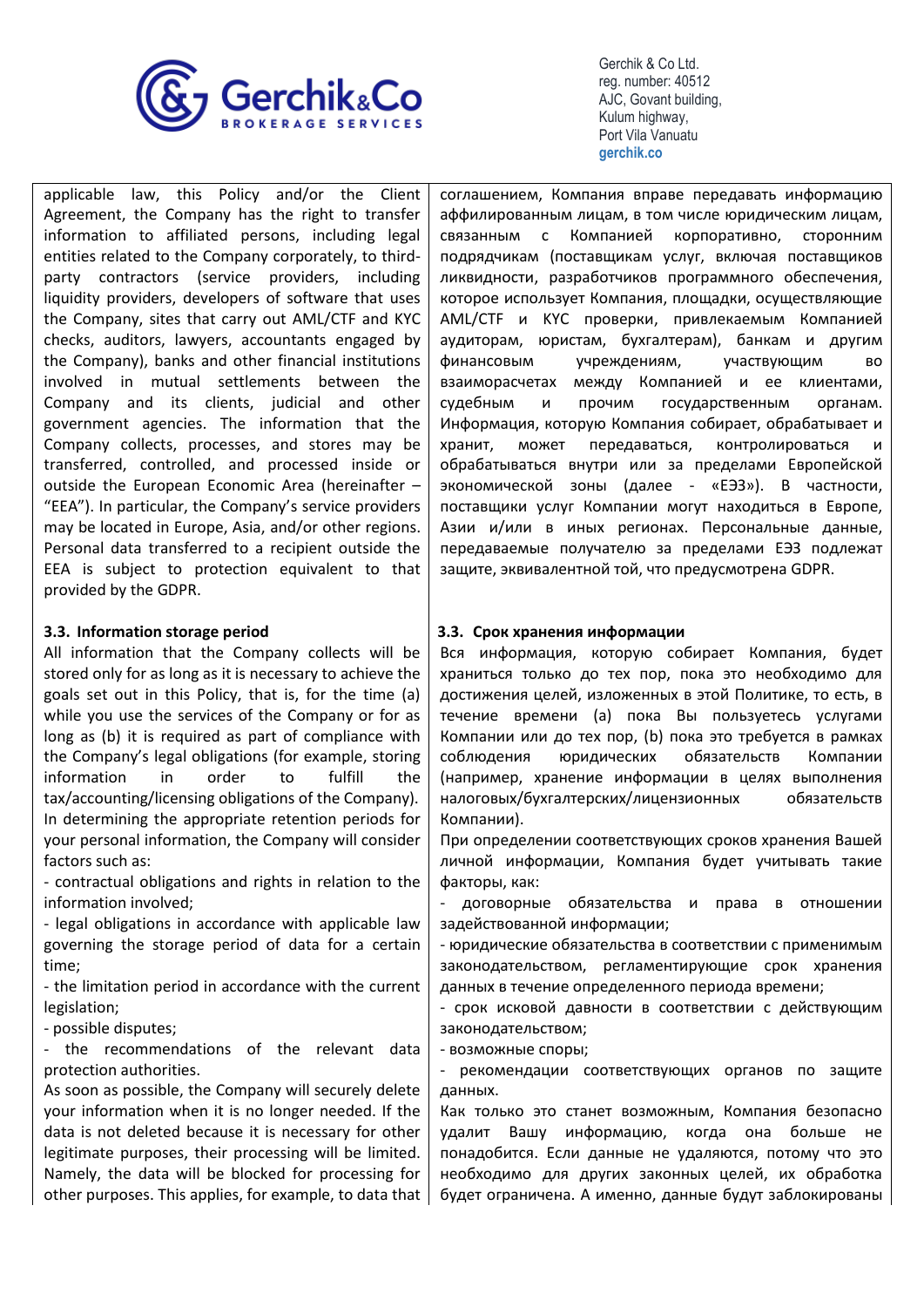applicable law, this Policy and/or the Client Agreement, the Company has the right to transfer information to affiliated persons, including legal entities related to the Company corporately, to third-party contractors (service providers, including liquidity providers, developers of software that uses the Company, sites that carry out AML/CTF and KYC checks, auditors, lawyers, accountants engaged by the Company), banks and other financial institutions involved in mutual settlements between the Company and its clients, judicial and other government agencies. The information that the Company collects, processes, and stores may be transferred, controlled, and processed inside or outside the European Economic Area (hereinafter – "EEA"). In particular, the Company's service providers may be located in Europe, Asia, and/or other regions. Personal data transferred to a recipient outside the EEA is subject to protection equivalent to that provided by the GDPR.

### 3.3. Information storage period

All information that the Company collects will be stored only for as long as it is necessary to achieve the goals set out in this Policy, that is, for the time (a) while you use the services of the Company or for as long as (b) it is required as part of compliance with the Company's legal obligations (for example, storing information in order to fulfill the tax/accounting/licensing obligations of the Company).

In determining the appropriate retention periods for your personal information, the Company will consider factors such as:

- contractual obligations and rights in relation to the information involved;
- legal obligations in accordance with applicable law governing the storage period of data for a certain time;
- the limitation period in accordance with the current legislation;
- possible disputes;
- the recommendations of the relevant data protection authorities.

As soon as possible, the Company will securely delete your information when it is no longer needed. If the data is not deleted because it is necessary for other legitimate purposes, their processing will be limited. Namely, the data will be blocked for processing for other purposes. This applies, for example, to data that

---

соглашением, Компания вправе передавать информацию аффилированным лицам, в том числе юридическим лицам, связанным с Компанией корпоративно, сторонним подрядчикам (поставщикам услуг, включая поставщиков ликвидности, разработчиков программного обеспечения, которое использует Компания, площадки, осуществляющие AML/CTF и KYC проверки, привлекаемым Компанией аудиторам, юристам, бухгалтерам), банкам и другим финансовым учреждениям, участвующим во взаиморасчетах между Компанией и ее клиентами, судебным и прочим государственным органам. Информация, которую Компания собирает, обрабатывает и хранит, может передаваться, контролироваться и обрабатываться внутри или за пределами Европейской экономической зоны (далее - «ЕЭЗ»). В частности, поставщики услуг Компании могут находиться в Европе, Азии и/или в иных регионах. Персональные данные, передаваемые получателю за пределами ЕЭЗ подлежат защите, эквивалентной той, что предусмотрена GDPR.

### 3.3. Срок хранения информации

Вся информация, которую собирает Компания, будет храниться только до тех пор, пока это необходимо для достижения целей, изложенных в этой Политике, то есть, в течение времени (a) пока Вы пользуетесь услугами Компании или до тех пор, (b) пока это требуется в рамках соблюдения юридических обязательств Компании (например, хранение информации в целях выполнения налоговых/бухгалтерских/лицензионных обязательств Компании).

При определении соответствующих сроков хранения Вашей личной информации, Компания будет учитывать такие факторы, как:

- договорные обязательства и права в отношении задействованной информации;
- юридические обязательства в соответствии с применимым законодательством, регламентирующие срок хранения данных в течение определенного периода времени;
- срок исковой давности в соответствии с действующим законодательством;
- возможные споры;
- рекомендации соответствующих органов по защите данных.

Как только это станет возможным, Компания безопасно удалит Вашу информацию, когда она больше не понадобится. Если данные не удаляются, потому что это необходимо для других законных целей, их обработка будет ограничена. А именно, данные будут заблокированы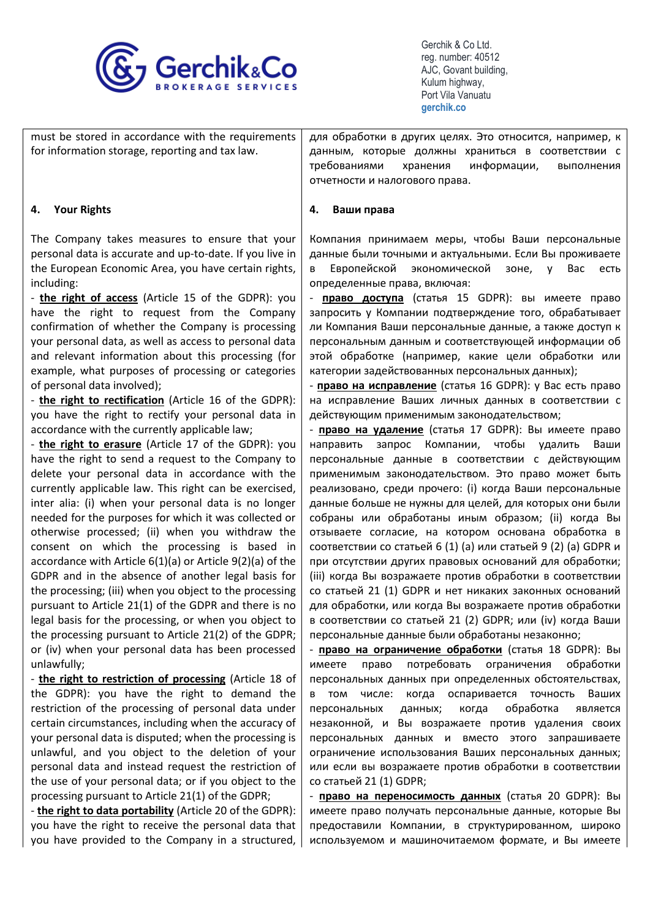must be stored in accordance with the requirements for information storage, reporting and tax law.

**4. Your Rights**

The Company takes measures to ensure that your personal data is accurate and up-to-date. If you live in the European Economic Area, you have certain rights, including:

- **the right of access** (Article 15 of the GDPR): you have the right to request from the Company confirmation of whether the Company is processing your personal data, as well as access to personal data and relevant information about this processing (for example, what purposes of processing or categories of personal data involved);
- **the right to rectification** (Article 16 of the GDPR): you have the right to rectify your personal data in accordance with the currently applicable law;
- **the right to erasure** (Article 17 of the GDPR): you have the right to send a request to the Company to delete your personal data in accordance with the currently applicable law. This right can be exercised, inter alia: (i) when your personal data is no longer needed for the purposes for which it was collected or otherwise processed; (ii) when you withdraw the consent on which the processing is based in accordance with Article 6(1)(a) or Article 9(2)(a) of the GDPR and in the absence of another legal basis for the processing; (iii) when you object to the processing pursuant to Article 21(1) of the GDPR and there is no legal basis for the processing, or when you object to the processing pursuant to Article 21(2) of the GDPR; or (iv) when your personal data has been processed unlawfully;
- **the right to restriction of processing** (Article 18 of the GDPR): you have the right to demand the restriction of the processing of personal data under certain circumstances, including when the accuracy of your personal data is disputed; when the processing is unlawful, and you object to the deletion of your personal data and instead request the restriction of the use of your personal data; or if you object to the processing pursuant to Article 21(1) of the GDPR;
- **the right to data portability** (Article 20 of the GDPR): you have the right to receive the personal data that you have provided to the Company in a structured,

для обработки в других целях. Это относится, например, к данным, которые должны храниться в соответствии с требованиями хранения информации, выполнения отчетности и налогового права.

**4. Ваши права**

Компания принимаем меры, чтобы Ваши персональные данные были точными и актуальными. Если Вы проживаете в Европейской экономической зоне, у Вас есть определенные права, включая:

- **право доступа** (статья 15 GDPR): вы имеете право запросить у Компании подтверждение того, обрабатывает ли Компания Ваши персональные данные, а также доступ к персональным данным и соответствующей информации об этой обработке (например, какие цели обработки или категории задействованных персональных данных);
- **право на исправление** (статья 16 GDPR): у Вас есть право на исправление Ваших личных данных в соответствии с действующим применимым законодательством;
- **право на удаление** (статья 17 GDPR): Вы имеете право направить запрос Компании, чтобы удалить Ваши персональные данные в соответствии с действующим применимым законодательством. Это право может быть реализовано, среди прочего: (i) когда Ваши персональные данные больше не нужны для целей, для которых они были собраны или обработаны иным образом; (ii) когда Вы отзываете согласие, на котором основана обработка в соответствии со статьей 6 (1) (a) или статьей 9 (2) (a) GDPR и при отсутствии других правовых оснований для обработки; (iii) когда Вы возражаете против обработки в соответствии со статьей 21 (1) GDPR и нет никаких законных оснований для обработки, или когда Вы возражаете против обработки в соответствии со статьей 21 (2) GDPR; или (iv) когда Ваши персональные данные были обработаны незаконно;
- **право на ограничение обработки** (статья 18 GDPR): Вы имеете право потребовать ограничения обработки персональных данных при определенных обстоятельствах, в том числе: когда оспаривается точность Ваших персональных данных; когда обработка является незаконной, и Вы возражаете против удаления своих персональных данных и вместо этого запрашиваете ограничение использования Ваших персональных данных; или если вы возражаете против обработки в соответствии со статьей 21 (1) GDPR;
- **право на переносимость данных** (статья 20 GDPR): Вы имеете право получать персональные данные, которые Вы предоставили Компании, в структурированном, широко используемом и машиночитаемом формате, и Вы имеете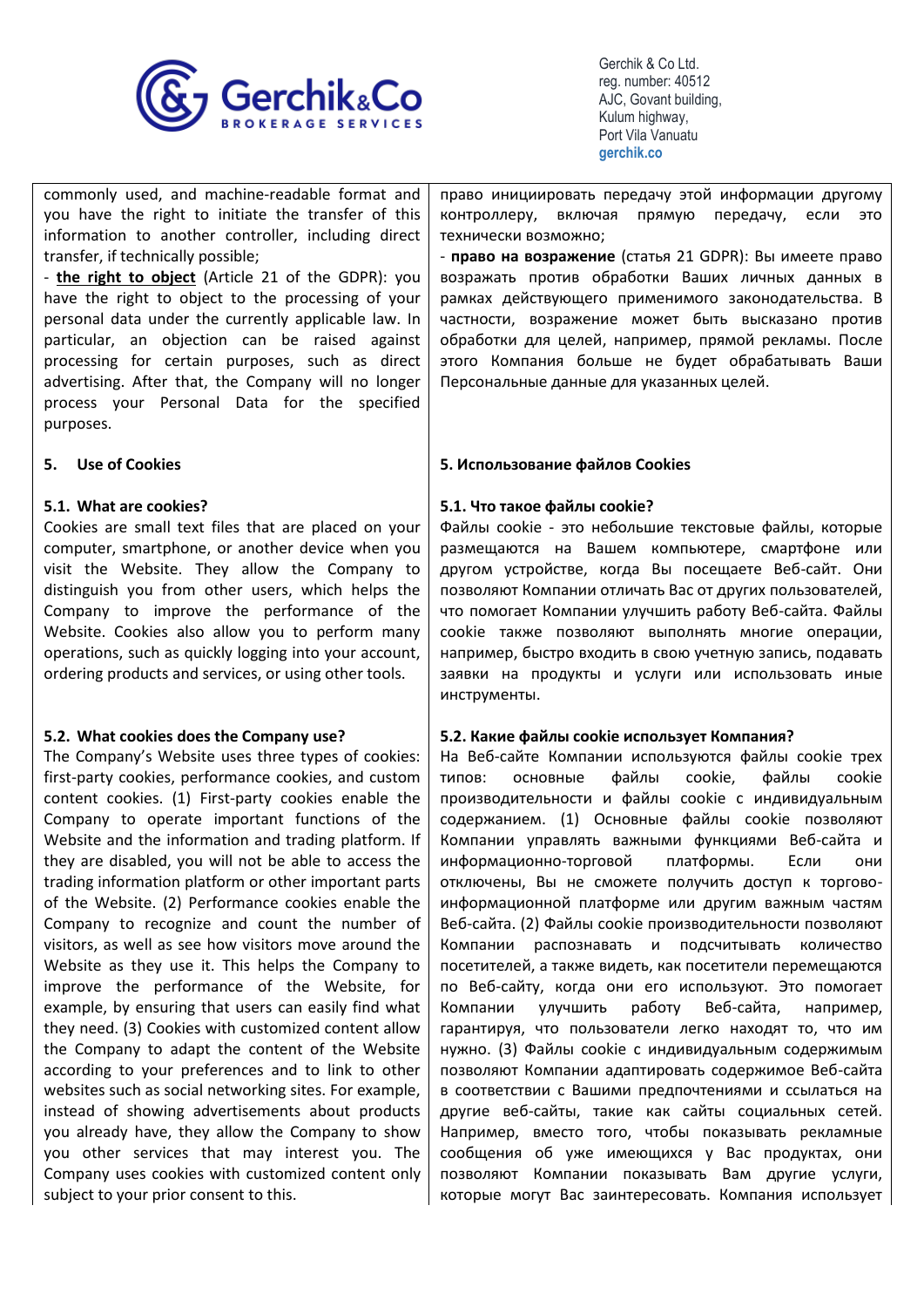commonly used, and machine-readable format and you have the right to initiate the transfer of this information to another controller, including direct transfer, if technically possible;

- **the right to object** (Article 21 of the GDPR): you have the right to object to the processing of your personal data under the currently applicable law. In particular, an objection can be raised against processing for certain purposes, such as direct advertising. After that, the Company will no longer process your Personal Data for the specified purposes.

## 5. Use of Cookies

### 5.1. What are cookies?

Cookies are small text files that are placed on your computer, smartphone, or another device when you visit the Website. They allow the Company to distinguish you from other users, which helps the Company to improve the performance of the Website. Cookies also allow you to perform many operations, such as quickly logging into your account, ordering products and services, or using other tools.

### 5.2. What cookies does the Company use?

The Company's Website uses three types of cookies: first-party cookies, performance cookies, and custom content cookies. (1) First-party cookies enable the Company to operate important functions of the Website and the information and trading platform. If they are disabled, you will not be able to access the trading information platform or other important parts of the Website. (2) Performance cookies enable the Company to recognize and count the number of visitors, as well as see how visitors move around the Website as they use it. This helps the Company to improve the performance of the Website, for example, by ensuring that users can easily find what they need. (3) Cookies with customized content allow the Company to adapt the content of the Website according to your preferences and to link to other websites such as social networking sites. For example, instead of showing advertisements about products you already have, they allow the Company to show you other services that may interest you. The Company uses cookies with customized content only subject to your prior consent to this.

право инициировать передачу этой информации другому контроллеру, включая прямую передачу, если это технически возможно;

- **право на возражение** (статья 21 GDPR): Вы имеете право возражать против обработки Ваших личных данных в рамках действующего применимого законодательства. В частности, возражение может быть высказано против обработки для целей, например, прямой рекламы. После этого Компания больше не будет обрабатывать Ваши Персональные данные для указанных целей.

## 5. Использование файлов Cookies

### 5.1. Что такое файлы cookie?

Файлы cookie - это небольшие текстовые файлы, которые размещаются на Вашем компьютере, смартфоне или другом устройстве, когда Вы посещаете Веб-сайт. Они позволяют Компании отличать Вас от других пользователей, что помогает Компании улучшить работу Веб-сайта. Файлы cookie также позволяют выполнять многие операции, например, быстро входить в свою учетную запись, подавать заявки на продукты и услуги или использовать иные инструменты.

### 5.2. Какие файлы cookie использует Компания?

На Веб-сайте Компании используются файлы cookie трех типов: основные файлы cookie, файлы cookie производительности и файлы cookie с индивидуальным содержанием. (1) Основные файлы cookie позволяют Компании управлять важными функциями Веб-сайта и информационно-торговой платформы. Если они отключены, Вы не сможете получить доступ к торгово-информационной платформе или другим важным частям Веб-сайта. (2) Файлы cookie производительности позволяют Компании распознавать и подсчитывать количество посетителей, а также видеть, как посетители перемещаются по Веб-сайту, когда они его используют. Это помогает Компании улучшить работу Веб-сайта, например, гарантируя, что пользователи легко находят то, что им нужно. (3) Файлы cookie с индивидуальным содержимым позволяют Компании адаптировать содержимое Веб-сайта в соответствии с Вашими предпочтениями и ссылаться на другие веб-сайты, такие как сайты социальных сетей. Например, вместо того, чтобы показывать рекламные сообщения об уже имеющихся у Вас продуктах, они позволяют Компании показывать Вам другие услуги, которые могут Вас заинтересовать. Компания использует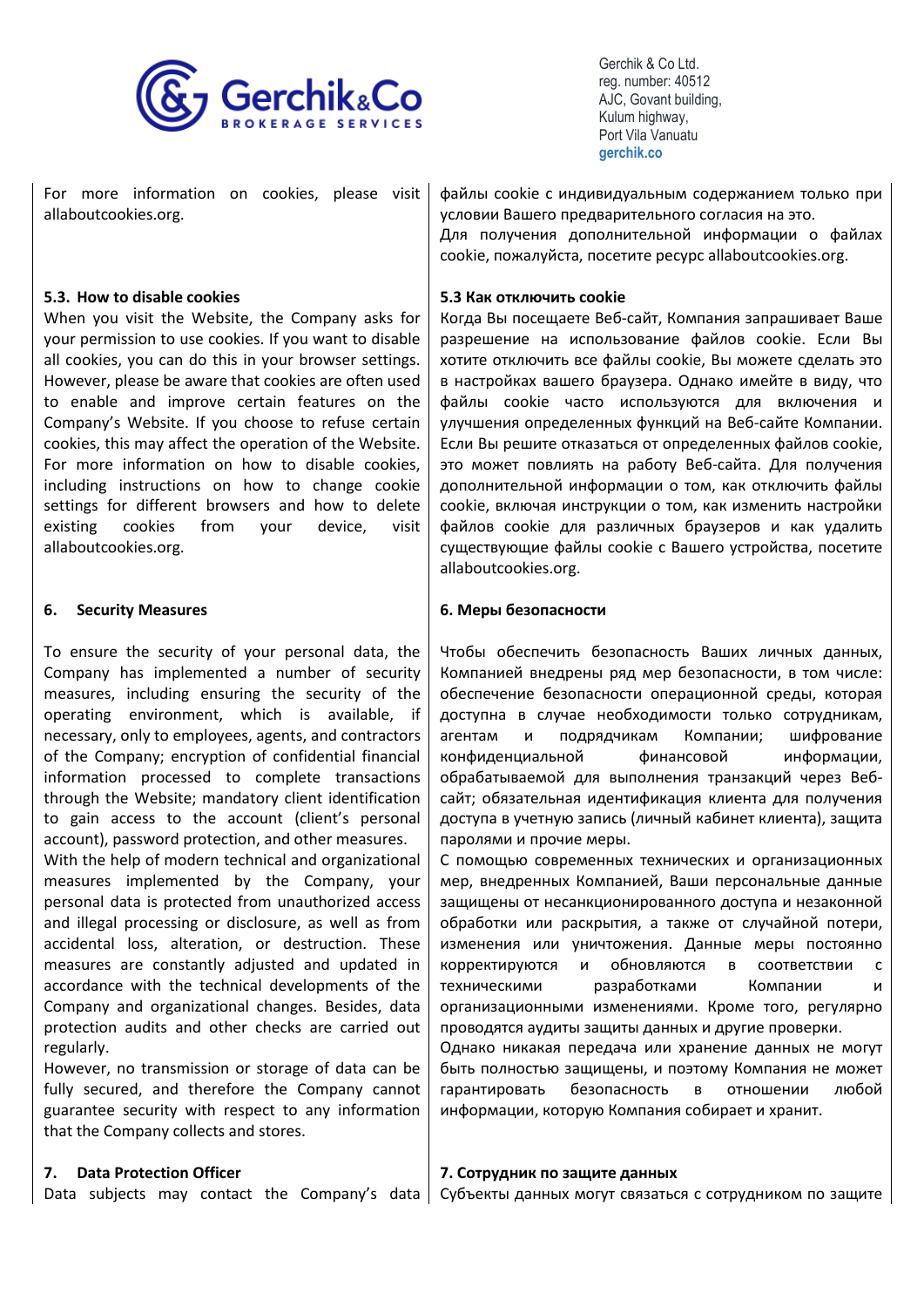For more information on cookies, please visit allaboutcookies.org.

файлы cookie с индивидуальным содержанием только при условии Вашего предварительного согласия на это.
Для получения дополнительной информации о файлах cookie, пожалуйста, посетите ресурс allaboutcookies.org.

### 5.3. How to disable cookies

When you visit the Website, the Company asks for your permission to use cookies. If you want to disable all cookies, you can do this in your browser settings. However, please be aware that cookies are often used to enable and improve certain features on the Company's Website. If you choose to refuse certain cookies, this may affect the operation of the Website. For more information on how to disable cookies, including instructions on how to change cookie settings for different browsers and how to delete existing cookies from your device, visit allaboutcookies.org.

### 5.3 Как отключить cookie

Когда Вы посещаете Веб-сайт, Компания запрашивает Ваше разрешение на использование файлов cookie. Если Вы хотите отключить все файлы cookie, Вы можете сделать это в настройках вашего браузера. Однако имейте в виду, что файлы cookie часто используются для включения и улучшения определенных функций на Веб-сайте Компании. Если Вы решите отказаться от определенных файлов cookie, это может повлиять на работу Веб-сайта. Для получения дополнительной информации о том, как отключить файлы cookie, включая инструкции о том, как изменить настройки файлов cookie для различных браузеров и как удалить существующие файлы cookie с Вашего устройства, посетите allaboutcookies.org.

## 6. Security Measures

To ensure the security of your personal data, the Company has implemented a number of security measures, including ensuring the security of the operating environment, which is available, if necessary, only to employees, agents, and contractors of the Company; encryption of confidential financial information processed to complete transactions through the Website; mandatory client identification to gain access to the account (client's personal account), password protection, and other measures.
With the help of modern technical and organizational measures implemented by the Company, your personal data is protected from unauthorized access and illegal processing or disclosure, as well as from accidental loss, alteration, or destruction. These measures are constantly adjusted and updated in accordance with the technical developments of the Company and organizational changes. Besides, data protection audits and other checks are carried out regularly.
However, no transmission or storage of data can be fully secured, and therefore the Company cannot guarantee security with respect to any information that the Company collects and stores.

## 6. Меры безопасности

Чтобы обеспечить безопасность Ваших личных данных, Компанией внедрены ряд мер безопасности, в том числе: обеспечение безопасности операционной среды, которая доступна в случае необходимости только сотрудникам, агентам и подрядчикам Компании; шифрование конфиденциальной финансовой информации, обрабатываемой для выполнения транзакций через Веб-сайт; обязательная идентификация клиента для получения доступа в учетную запись (личный кабинет клиента), защита паролями и прочие меры.
С помощью современных технических и организационных мер, внедренных Компанией, Ваши персональные данные защищены от несанкционированного доступа и незаконной обработки или раскрытия, а также от случайной потери, изменения или уничтожения. Данные меры постоянно корректируются и обновляются в соответствии с техническими разработками Компании и организационными изменениями. Кроме того, регулярно проводятся аудиты защиты данных и другие проверки.
Однако никакая передача или хранение данных не могут быть полностью защищены, и поэтому Компания не может гарантировать безопасность в отношении любой информации, которую Компания собирает и хранит.

## 7. Data Protection Officer

Data subjects may contact the Company's data

## 7. Сотрудник по защите данных

Субъекты данных могут связаться с сотрудником по защите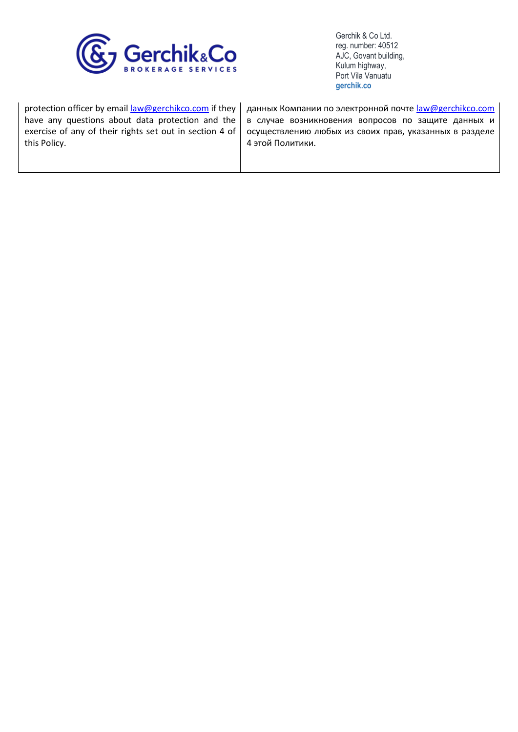| | |
|---|---|
| protection officer by email law@gerchikco.com if they have any questions about data protection and the exercise of any of their rights set out in section 4 of this Policy. | данных Компании по электронной почте law@gerchikco.com в случае возникновения вопросов по защите данных и осуществлению любых из своих прав, указанных в разделе 4 этой Политики. |